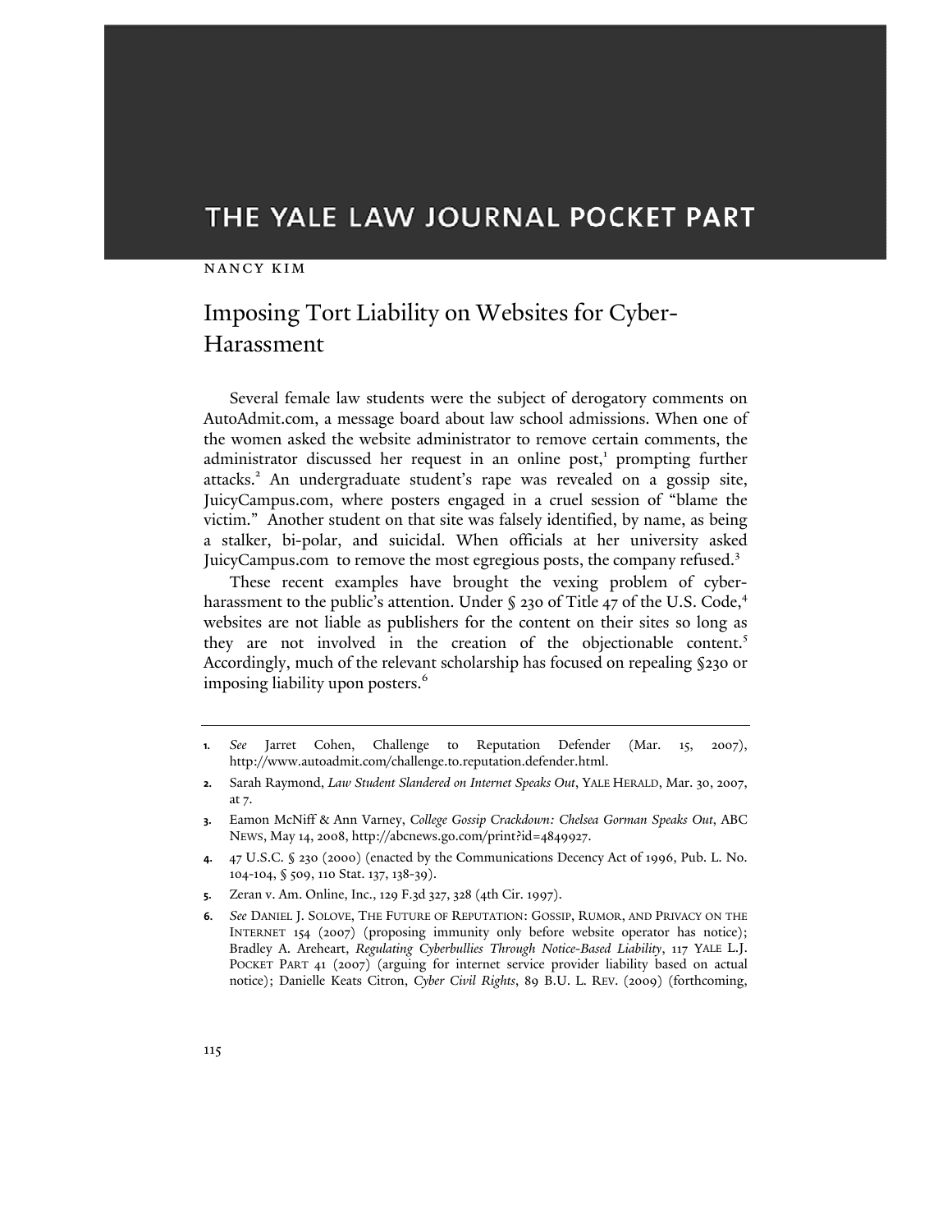THE YALE LAW JOURNAL POCKET PART

NANCY KIM

# Imposing Tort Liability on Websites for Cyber-Harassment

Several female law students were the subject of derogatory comments on AutoAdmit.com, a message board about law school admissions. When one of the women asked the website administrator to remove certain comments, the administrator discussed her request in an online post,[1] prompting further attacks.[2] An undergraduate student's rape was revealed on a gossip site, JuicyCampus.com, where posters engaged in a cruel session of "blame the victim." Another student on that site was falsely identified, by name, as being a stalker, bi-polar, and suicidal. When officials at her university asked JuicyCampus.com to remove the most egregious posts, the company refused.[3]

These recent examples have brought the vexing problem of cyber-harassment to the public's attention. Under § 230 of Title 47 of the U.S. Code,[4] websites are not liable as publishers for the content on their sites so long as they are not involved in the creation of the objectionable content.[5] Accordingly, much of the relevant scholarship has focused on repealing §230 or imposing liability upon posters.[6]

---

1. *See* Jarret Cohen, Challenge to Reputation Defender (Mar. 15, 2007), http://www.autoadmit.com/challenge.to.reputation.defender.html.
2. Sarah Raymond, *Law Student Slandered on Internet Speaks Out*, YALE HERALD, Mar. 30, 2007, at 7.
3. Eamon McNiff & Ann Varney, *College Gossip Crackdown: Chelsea Gorman Speaks Out*, ABC NEWS, May 14, 2008, http://abcnews.go.com/print?id=4849927.
4. 47 U.S.C. § 230 (2000) (enacted by the Communications Decency Act of 1996, Pub. L. No. 104-104, § 509, 110 Stat. 137, 138-39).
5. Zeran v. Am. Online, Inc., 129 F.3d 327, 328 (4th Cir. 1997).
6. *See* DANIEL J. SOLOVE, THE FUTURE OF REPUTATION: GOSSIP, RUMOR, AND PRIVACY ON THE INTERNET 154 (2007) (proposing immunity only before website operator has notice); Bradley A. Areheart, *Regulating Cyberbullies Through Notice-Based Liability*, 117 YALE L.J. POCKET PART 41 (2007) (arguing for internet service provider liability based on actual notice); Danielle Keats Citron, *Cyber Civil Rights*, 89 B.U. L. REV. (2009) (forthcoming,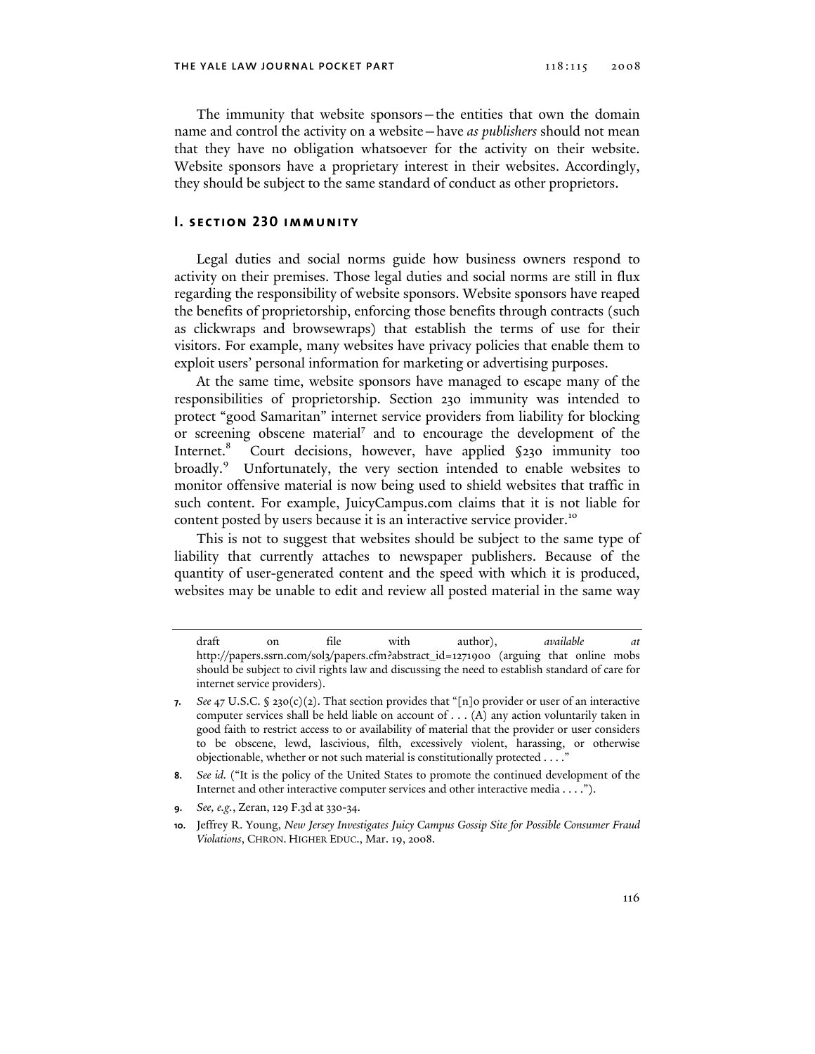The immunity that website sponsors—the entities that own the domain name and control the activity on a website—have *as publishers* should not mean that they have no obligation whatsoever for the activity on their website. Website sponsors have a proprietary interest in their websites. Accordingly, they should be subject to the same standard of conduct as other proprietors.

## I. Section 230 Immunity

Legal duties and social norms guide how business owners respond to activity on their premises. Those legal duties and social norms are still in flux regarding the responsibility of website sponsors. Website sponsors have reaped the benefits of proprietorship, enforcing those benefits through contracts (such as clickwraps and browsewraps) that establish the terms of use for their visitors. For example, many websites have privacy policies that enable them to exploit users' personal information for marketing or advertising purposes.

At the same time, website sponsors have managed to escape many of the responsibilities of proprietorship. Section 230 immunity was intended to protect "good Samaritan" internet service providers from liability for blocking or screening obscene material[7] and to encourage the development of the Internet.[8] Court decisions, however, have applied §230 immunity too broadly.[9] Unfortunately, the very section intended to enable websites to monitor offensive material is now being used to shield websites that traffic in such content. For example, JuicyCampus.com claims that it is not liable for content posted by users because it is an interactive service provider.[10]

This is not to suggest that websites should be subject to the same type of liability that currently attaches to newspaper publishers. Because of the quantity of user-generated content and the speed with which it is produced, websites may be unable to edit and review all posted material in the same way

---

draft on file with author), *available at* http://papers.ssrn.com/sol3/papers.cfm?abstract_id=1271900 (arguing that online mobs should be subject to civil rights law and discussing the need to establish standard of care for internet service providers).

7. *See* 47 U.S.C. § 230(c)(2). That section provides that "[n]o provider or user of an interactive computer services shall be held liable on account of . . . (A) any action voluntarily taken in good faith to restrict access to or availability of material that the provider or user considers to be obscene, lewd, lascivious, filth, excessively violent, harassing, or otherwise objectionable, whether or not such material is constitutionally protected . . . ."

8. *See id.* ("It is the policy of the United States to promote the continued development of the Internet and other interactive computer services and other interactive media . . . .").

9. *See, e.g.*, Zeran, 129 F.3d at 330-34.

10. Jeffrey R. Young, *New Jersey Investigates Juicy Campus Gossip Site for Possible Consumer Fraud Violations*, CHRON. HIGHER EDUC., Mar. 19, 2008.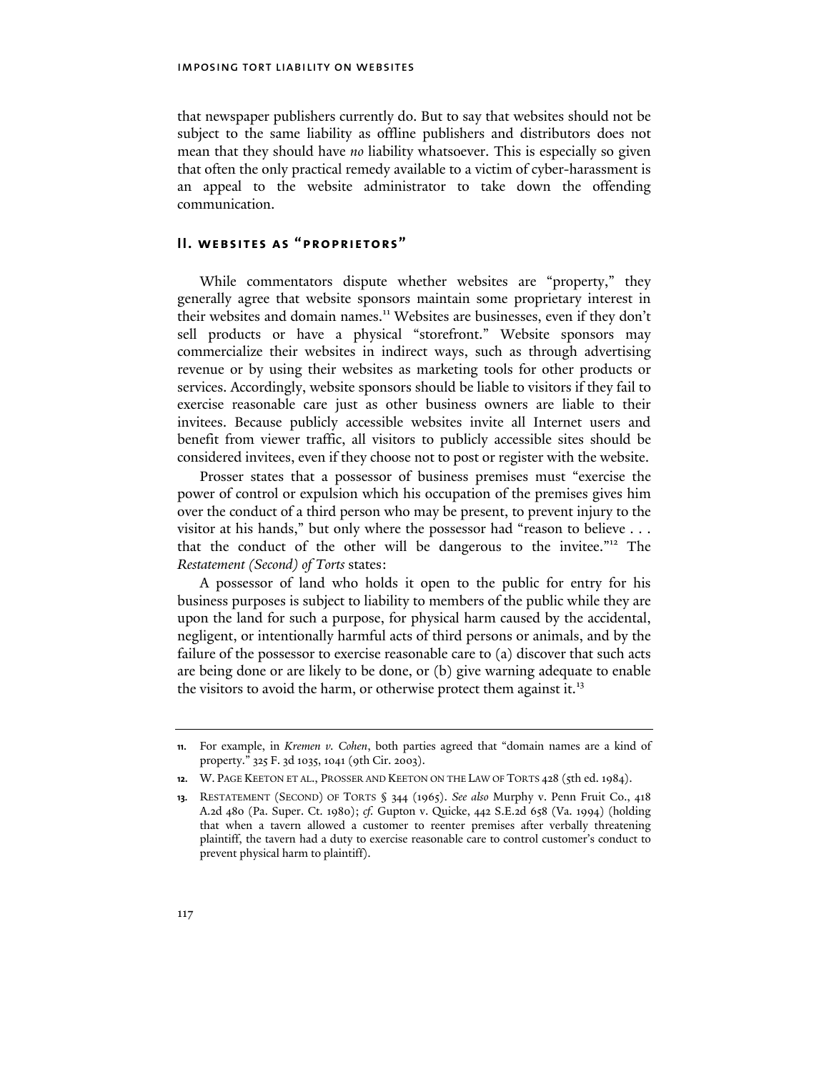that newspaper publishers currently do. But to say that websites should not be subject to the same liability as offline publishers and distributors does not mean that they should have *no* liability whatsoever. This is especially so given that often the only practical remedy available to a victim of cyber-harassment is an appeal to the website administrator to take down the offending communication.

## II. Websites as "Proprietors"

While commentators dispute whether websites are "property," they generally agree that website sponsors maintain some proprietary interest in their websites and domain names.[11] Websites are businesses, even if they don't sell products or have a physical "storefront." Website sponsors may commercialize their websites in indirect ways, such as through advertising revenue or by using their websites as marketing tools for other products or services. Accordingly, website sponsors should be liable to visitors if they fail to exercise reasonable care just as other business owners are liable to their invitees. Because publicly accessible websites invite all Internet users and benefit from viewer traffic, all visitors to publicly accessible sites should be considered invitees, even if they choose not to post or register with the website.

Prosser states that a possessor of business premises must "exercise the power of control or expulsion which his occupation of the premises gives him over the conduct of a third person who may be present, to prevent injury to the visitor at his hands," but only where the possessor had "reason to believe . . . that the conduct of the other will be dangerous to the invitee."[12] The *Restatement (Second) of Torts* states:

A possessor of land who holds it open to the public for entry for his business purposes is subject to liability to members of the public while they are upon the land for such a purpose, for physical harm caused by the accidental, negligent, or intentionally harmful acts of third persons or animals, and by the failure of the possessor to exercise reasonable care to (a) discover that such acts are being done or are likely to be done, or (b) give warning adequate to enable the visitors to avoid the harm, or otherwise protect them against it.[13]

---

11. For example, in *Kremen v. Cohen*, both parties agreed that "domain names are a kind of property." 325 F. 3d 1035, 1041 (9th Cir. 2003).

12. W. Page Keeton et al., Prosser and Keeton on the Law of Torts 428 (5th ed. 1984).

13. Restatement (Second) of Torts § 344 (1965). *See also* Murphy v. Penn Fruit Co., 418 A.2d 480 (Pa. Super. Ct. 1980); *cf.* Gupton v. Quicke, 442 S.E.2d 658 (Va. 1994) (holding that when a tavern allowed a customer to reenter premises after verbally threatening plaintiff, the tavern had a duty to exercise reasonable care to control customer's conduct to prevent physical harm to plaintiff).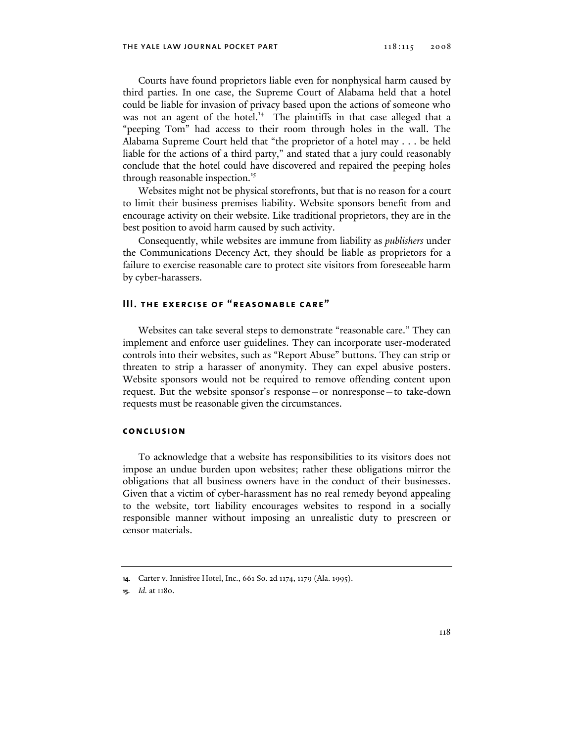Courts have found proprietors liable even for nonphysical harm caused by third parties. In one case, the Supreme Court of Alabama held that a hotel could be liable for invasion of privacy based upon the actions of someone who was not an agent of the hotel.[14] The plaintiffs in that case alleged that a "peeping Tom" had access to their room through holes in the wall. The Alabama Supreme Court held that "the proprietor of a hotel may . . . be held liable for the actions of a third party," and stated that a jury could reasonably conclude that the hotel could have discovered and repaired the peeping holes through reasonable inspection.[15]

Websites might not be physical storefronts, but that is no reason for a court to limit their business premises liability. Website sponsors benefit from and encourage activity on their website. Like traditional proprietors, they are in the best position to avoid harm caused by such activity.

Consequently, while websites are immune from liability as *publishers* under the Communications Decency Act, they should be liable as proprietors for a failure to exercise reasonable care to protect site visitors from foreseeable harm by cyber-harassers.

## III. THE EXERCISE OF "REASONABLE CARE"

Websites can take several steps to demonstrate "reasonable care." They can implement and enforce user guidelines. They can incorporate user-moderated controls into their websites, such as "Report Abuse" buttons. They can strip or threaten to strip a harasser of anonymity. They can expel abusive posters. Website sponsors would not be required to remove offending content upon request. But the website sponsor's response—or nonresponse—to take-down requests must be reasonable given the circumstances.

### CONCLUSION

To acknowledge that a website has responsibilities to its visitors does not impose an undue burden upon websites; rather these obligations mirror the obligations that all business owners have in the conduct of their businesses. Given that a victim of cyber-harassment has no real remedy beyond appealing to the website, tort liability encourages websites to respond in a socially responsible manner without imposing an unrealistic duty to prescreen or censor materials.

---

**14.** Carter v. Innisfree Hotel, Inc., 661 So. 2d 1174, 1179 (Ala. 1995).

**15.** *Id.* at 1180.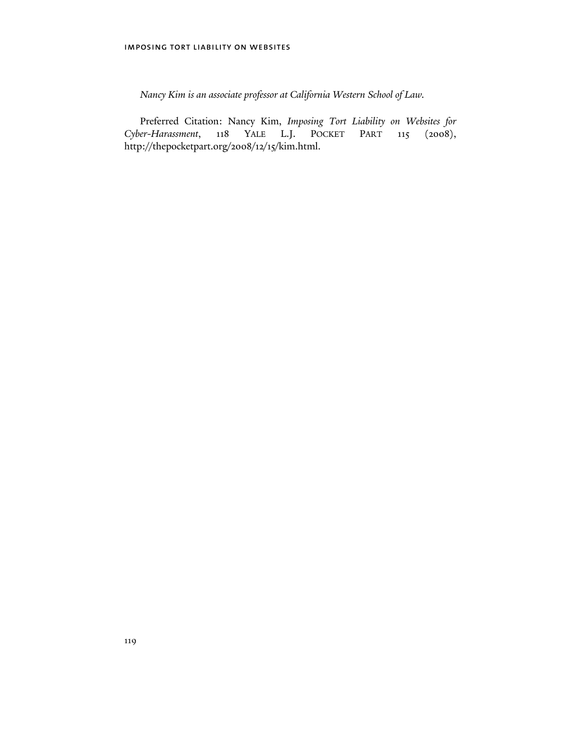*Nancy Kim is an associate professor at California Western School of Law.*

Preferred Citation: Nancy Kim, *Imposing Tort Liability on Websites for Cyber-Harassment*, 118 YALE L.J. POCKET PART 115 (2008), http://thepocketpart.org/2008/12/15/kim.html.